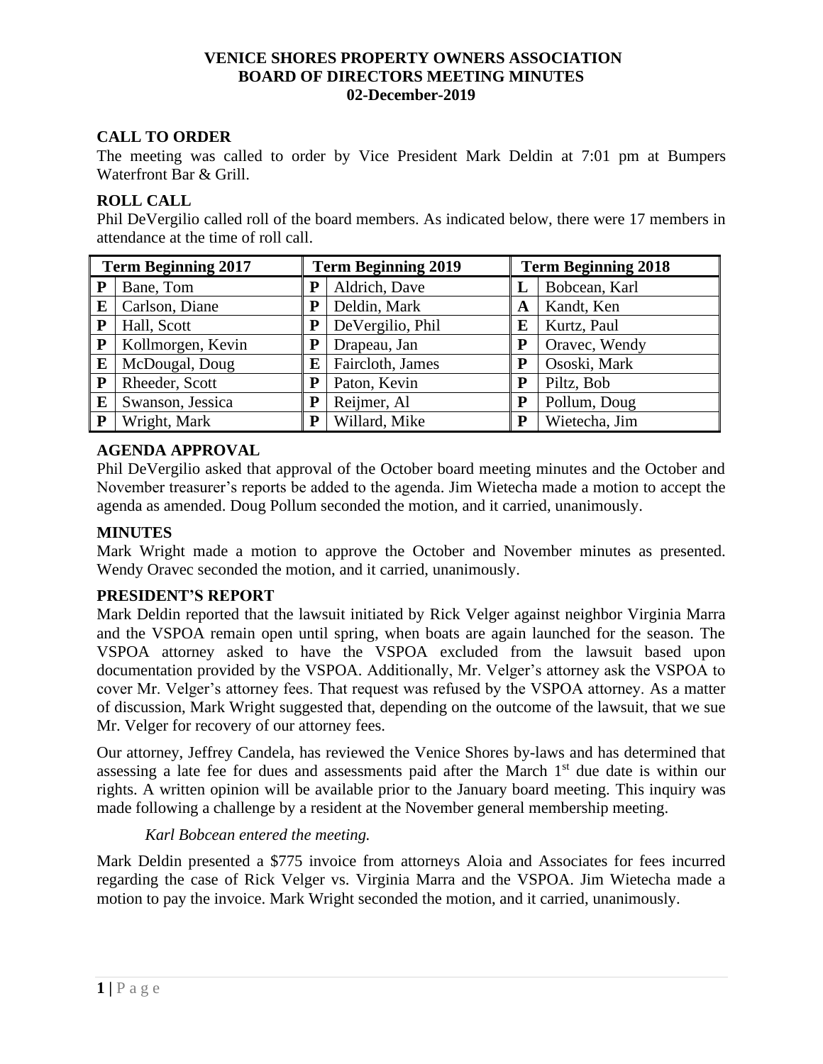**VENICE SHORES PROPERTY OWNERS ASSOCIATION**
**BOARD OF DIRECTORS MEETING MINUTES**
**02-December-2019**

## CALL TO ORDER

The meeting was called to order by Vice President Mark Deldin at 7:01 pm at Bumpers Waterfront Bar & Grill.

## ROLL CALL

Phil DeVergilio called roll of the board members. As indicated below, there were 17 members in attendance at the time of roll call.

| Term Beginning 2017 | | Term Beginning 2019 | | Term Beginning 2018 | |
|---|---|---|---|---|---|
| **P** | Bane, Tom | **P** | Aldrich, Dave | **L** | Bobcean, Karl |
| **E** | Carlson, Diane | **P** | Deldin, Mark | **A** | Kandt, Ken |
| **P** | Hall, Scott | **P** | DeVergilio, Phil | **E** | Kurtz, Paul |
| **P** | Kollmorgen, Kevin | **P** | Drapeau, Jan | **P** | Oravec, Wendy |
| **E** | McDougal, Doug | **E** | Faircloth, James | **P** | Ososki, Mark |
| **P** | Rheeder, Scott | **P** | Paton, Kevin | **P** | Piltz, Bob |
| **E** | Swanson, Jessica | **P** | Reijmer, Al | **P** | Pollum, Doug |
| **P** | Wright, Mark | **P** | Willard, Mike | **P** | Wietecha, Jim |

## AGENDA APPROVAL

Phil DeVergilio asked that approval of the October board meeting minutes and the October and November treasurer's reports be added to the agenda. Jim Wietecha made a motion to accept the agenda as amended. Doug Pollum seconded the motion, and it carried, unanimously.

## MINUTES

Mark Wright made a motion to approve the October and November minutes as presented. Wendy Oravec seconded the motion, and it carried, unanimously.

## PRESIDENT'S REPORT

Mark Deldin reported that the lawsuit initiated by Rick Velger against neighbor Virginia Marra and the VSPOA remain open until spring, when boats are again launched for the season. The VSPOA attorney asked to have the VSPOA excluded from the lawsuit based upon documentation provided by the VSPOA. Additionally, Mr. Velger's attorney ask the VSPOA to cover Mr. Velger's attorney fees. That request was refused by the VSPOA attorney. As a matter of discussion, Mark Wright suggested that, depending on the outcome of the lawsuit, that we sue Mr. Velger for recovery of our attorney fees.

Our attorney, Jeffrey Candela, has reviewed the Venice Shores by-laws and has determined that assessing a late fee for dues and assessments paid after the March 1st due date is within our rights. A written opinion will be available prior to the January board meeting. This inquiry was made following a challenge by a resident at the November general membership meeting.

*Karl Bobcean entered the meeting.*

Mark Deldin presented a $775 invoice from attorneys Aloia and Associates for fees incurred regarding the case of Rick Velger vs. Virginia Marra and the VSPOA. Jim Wietecha made a motion to pay the invoice. Mark Wright seconded the motion, and it carried, unanimously.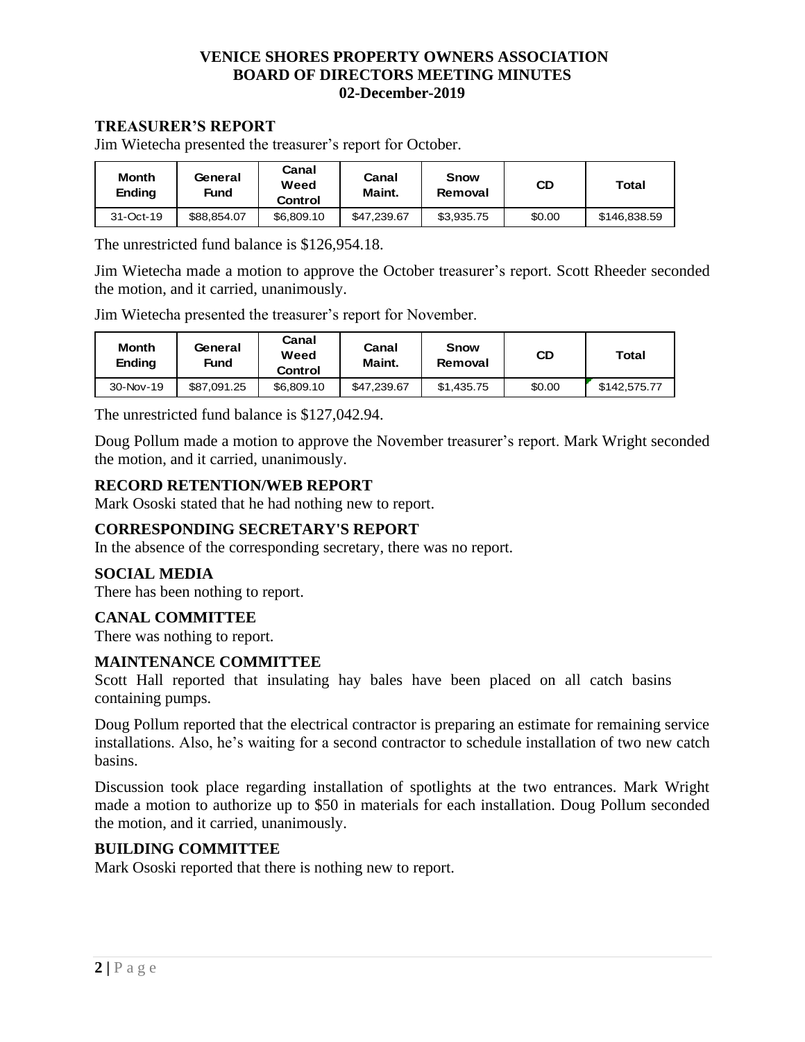**VENICE SHORES PROPERTY OWNERS ASSOCIATION**
**BOARD OF DIRECTORS MEETING MINUTES**
**02-December-2019**

## TREASURER'S REPORT

Jim Wietecha presented the treasurer's report for October.

| Month Ending | General Fund | Canal Weed Control | Canal Maint. | Snow Removal | CD | Total |
|---|---|---|---|---|---|---|
| 31-Oct-19 | $88,854.07 | $6,809.10 | $47,239.67 | $3,935.75 | $0.00 | $146,838.59 |

The unrestricted fund balance is $126,954.18.

Jim Wietecha made a motion to approve the October treasurer's report. Scott Rheeder seconded the motion, and it carried, unanimously.

Jim Wietecha presented the treasurer's report for November.

| Month Ending | General Fund | Canal Weed Control | Canal Maint. | Snow Removal | CD | Total |
|---|---|---|---|---|---|---|
| 30-Nov-19 | $87,091.25 | $6,809.10 | $47,239.67 | $1,435.75 | $0.00 | $142,575.77 |

The unrestricted fund balance is $127,042.94.

Doug Pollum made a motion to approve the November treasurer's report. Mark Wright seconded the motion, and it carried, unanimously.

## RECORD RETENTION/WEB REPORT

Mark Ososki stated that he had nothing new to report.

## CORRESPONDING SECRETARY'S REPORT

In the absence of the corresponding secretary, there was no report.

## SOCIAL MEDIA

There has been nothing to report.

## CANAL COMMITTEE

There was nothing to report.

## MAINTENANCE COMMITTEE

Scott Hall reported that insulating hay bales have been placed on all catch basins containing pumps.

Doug Pollum reported that the electrical contractor is preparing an estimate for remaining service installations. Also, he's waiting for a second contractor to schedule installation of two new catch basins.

Discussion took place regarding installation of spotlights at the two entrances. Mark Wright made a motion to authorize up to $50 in materials for each installation. Doug Pollum seconded the motion, and it carried, unanimously.

## BUILDING COMMITTEE

Mark Ososki reported that there is nothing new to report.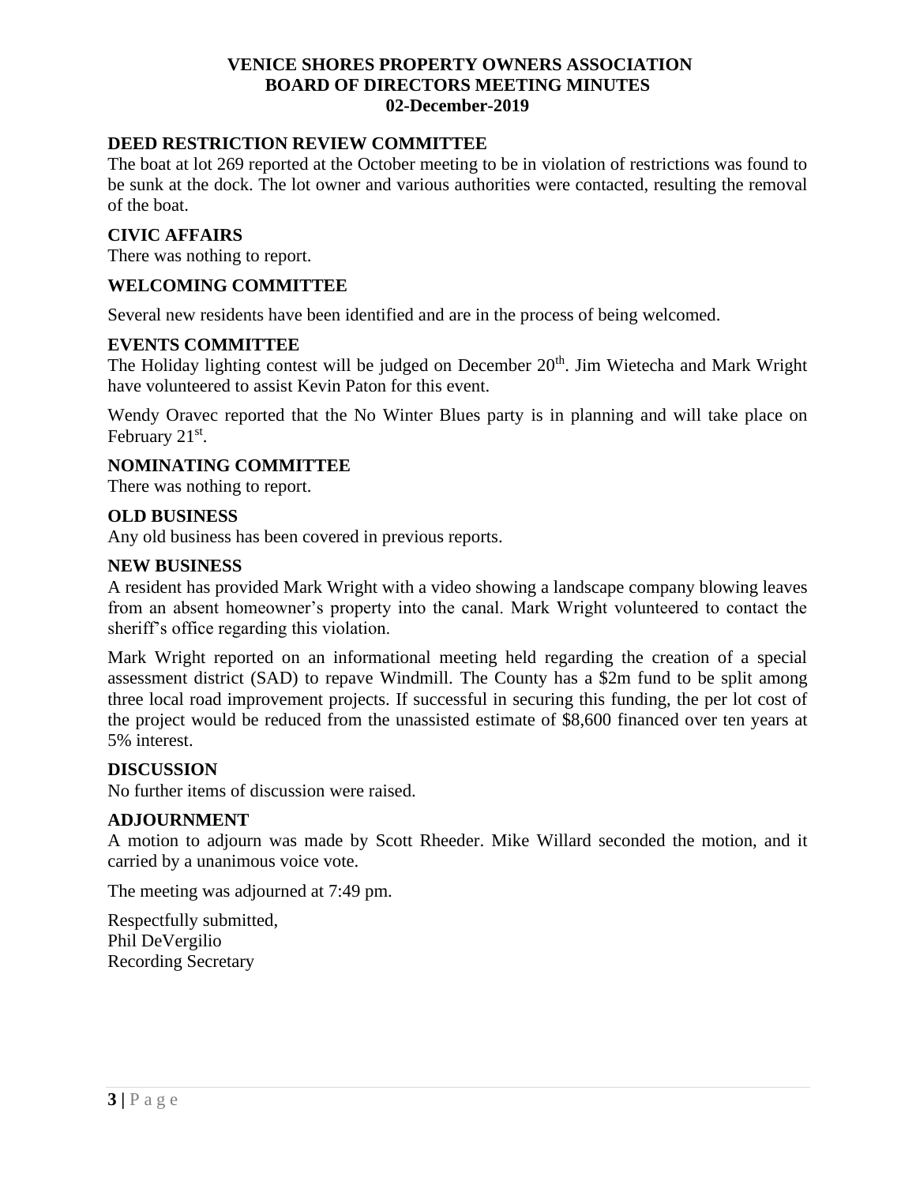# VENICE SHORES PROPERTY OWNERS ASSOCIATION
# BOARD OF DIRECTORS MEETING MINUTES
# 02-December-2019

## DEED RESTRICTION REVIEW COMMITTEE

The boat at lot 269 reported at the October meeting to be in violation of restrictions was found to be sunk at the dock. The lot owner and various authorities were contacted, resulting the removal of the boat.

## CIVIC AFFAIRS

There was nothing to report.

## WELCOMING COMMITTEE

Several new residents have been identified and are in the process of being welcomed.

## EVENTS COMMITTEE

The Holiday lighting contest will be judged on December 20th. Jim Wietecha and Mark Wright have volunteered to assist Kevin Paton for this event.

Wendy Oravec reported that the No Winter Blues party is in planning and will take place on February 21st.

## NOMINATING COMMITTEE

There was nothing to report.

## OLD BUSINESS

Any old business has been covered in previous reports.

## NEW BUSINESS

A resident has provided Mark Wright with a video showing a landscape company blowing leaves from an absent homeowner's property into the canal. Mark Wright volunteered to contact the sheriff's office regarding this violation.

Mark Wright reported on an informational meeting held regarding the creation of a special assessment district (SAD) to repave Windmill. The County has a $2m fund to be split among three local road improvement projects. If successful in securing this funding, the per lot cost of the project would be reduced from the unassisted estimate of $8,600 financed over ten years at 5% interest.

## DISCUSSION

No further items of discussion were raised.

## ADJOURNMENT

A motion to adjourn was made by Scott Rheeder. Mike Willard seconded the motion, and it carried by a unanimous voice vote.

The meeting was adjourned at 7:49 pm.

Respectfully submitted,
Phil DeVergilio
Recording Secretary